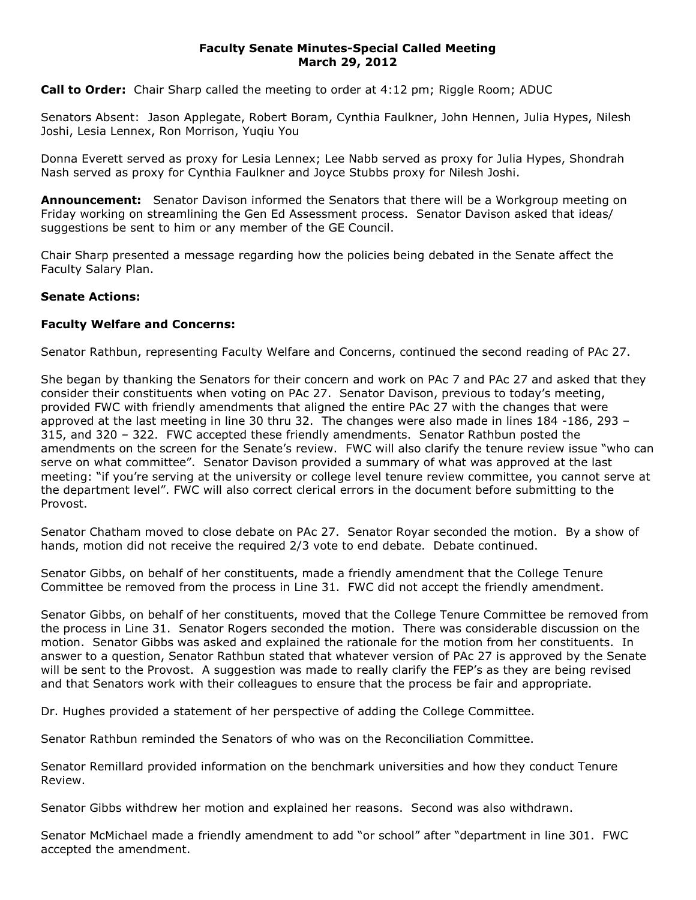# Faculty Senate Minutes-Special Called Meeting
## March 29, 2012

**Call to Order:** Chair Sharp called the meeting to order at 4:12 pm; Riggle Room; ADUC

Senators Absent: Jason Applegate, Robert Boram, Cynthia Faulkner, John Hennen, Julia Hypes, Nilesh Joshi, Lesia Lennex, Ron Morrison, Yuqiu You

Donna Everett served as proxy for Lesia Lennex; Lee Nabb served as proxy for Julia Hypes, Shondrah Nash served as proxy for Cynthia Faulkner and Joyce Stubbs proxy for Nilesh Joshi.

**Announcement:** Senator Davison informed the Senators that there will be a Workgroup meeting on Friday working on streamlining the Gen Ed Assessment process. Senator Davison asked that ideas/ suggestions be sent to him or any member of the GE Council.

Chair Sharp presented a message regarding how the policies being debated in the Senate affect the Faculty Salary Plan.

**Senate Actions:**

**Faculty Welfare and Concerns:**

Senator Rathbun, representing Faculty Welfare and Concerns, continued the second reading of PAc 27.

She began by thanking the Senators for their concern and work on PAc 7 and PAc 27 and asked that they consider their constituents when voting on PAc 27. Senator Davison, previous to today's meeting, provided FWC with friendly amendments that aligned the entire PAc 27 with the changes that were approved at the last meeting in line 30 thru 32. The changes were also made in lines 184 -186, 293 – 315, and 320 – 322. FWC accepted these friendly amendments. Senator Rathbun posted the amendments on the screen for the Senate's review. FWC will also clarify the tenure review issue "who can serve on what committee". Senator Davison provided a summary of what was approved at the last meeting: "if you're serving at the university or college level tenure review committee, you cannot serve at the department level". FWC will also correct clerical errors in the document before submitting to the Provost.

Senator Chatham moved to close debate on PAc 27. Senator Royar seconded the motion. By a show of hands, motion did not receive the required 2/3 vote to end debate. Debate continued.

Senator Gibbs, on behalf of her constituents, made a friendly amendment that the College Tenure Committee be removed from the process in Line 31. FWC did not accept the friendly amendment.

Senator Gibbs, on behalf of her constituents, moved that the College Tenure Committee be removed from the process in Line 31. Senator Rogers seconded the motion. There was considerable discussion on the motion. Senator Gibbs was asked and explained the rationale for the motion from her constituents. In answer to a question, Senator Rathbun stated that whatever version of PAc 27 is approved by the Senate will be sent to the Provost. A suggestion was made to really clarify the FEP's as they are being revised and that Senators work with their colleagues to ensure that the process be fair and appropriate.

Dr. Hughes provided a statement of her perspective of adding the College Committee.

Senator Rathbun reminded the Senators of who was on the Reconciliation Committee.

Senator Remillard provided information on the benchmark universities and how they conduct Tenure Review.

Senator Gibbs withdrew her motion and explained her reasons. Second was also withdrawn.

Senator McMichael made a friendly amendment to add "or school" after "department in line 301. FWC accepted the amendment.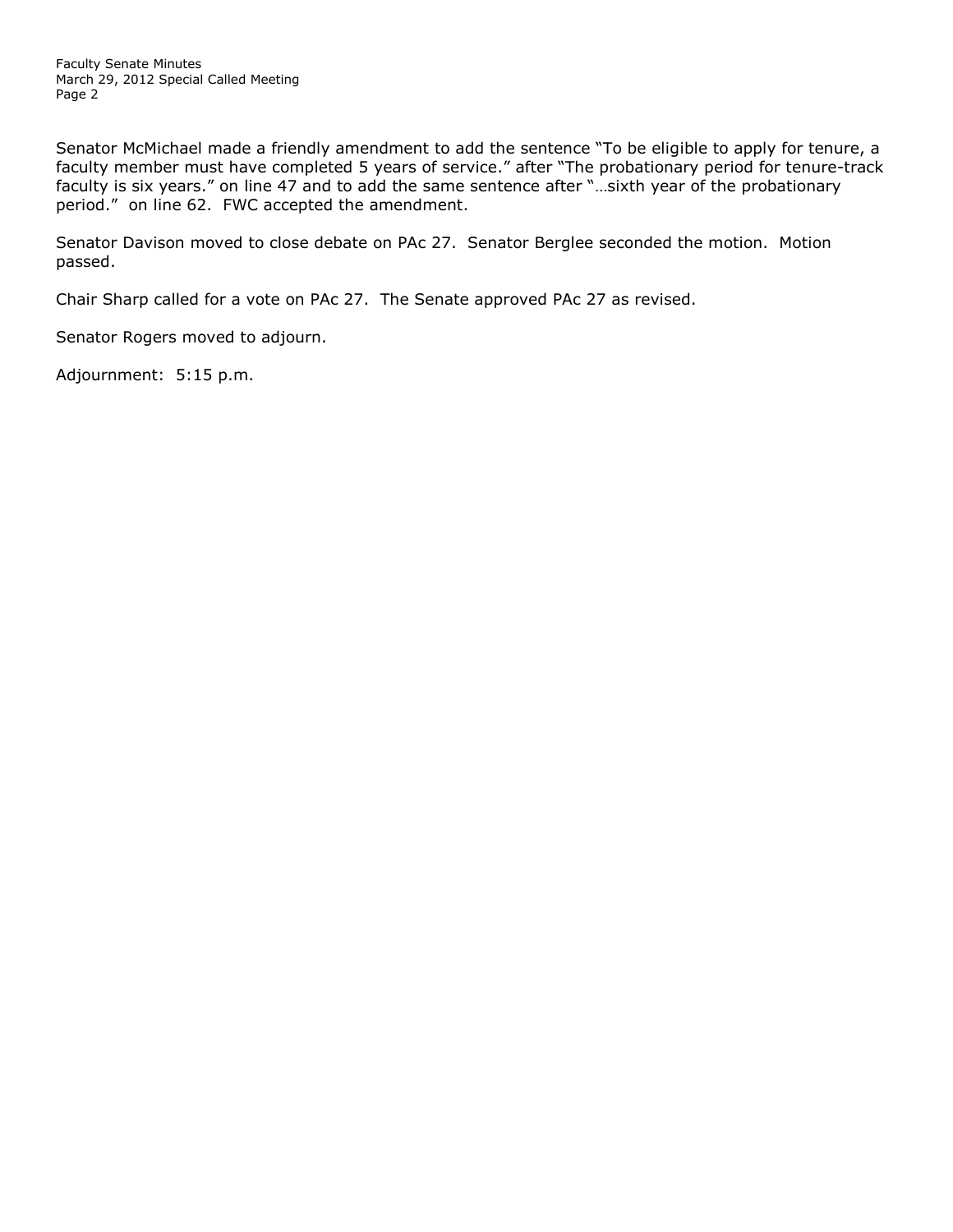Senator McMichael made a friendly amendment to add the sentence "To be eligible to apply for tenure, a faculty member must have completed 5 years of service." after "The probationary period for tenure-track faculty is six years." on line 47 and to add the same sentence after "…sixth year of the probationary period." on line 62. FWC accepted the amendment.

Senator Davison moved to close debate on PAc 27. Senator Berglee seconded the motion. Motion passed.

Chair Sharp called for a vote on PAc 27. The Senate approved PAc 27 as revised.

Senator Rogers moved to adjourn.

Adjournment: 5:15 p.m.